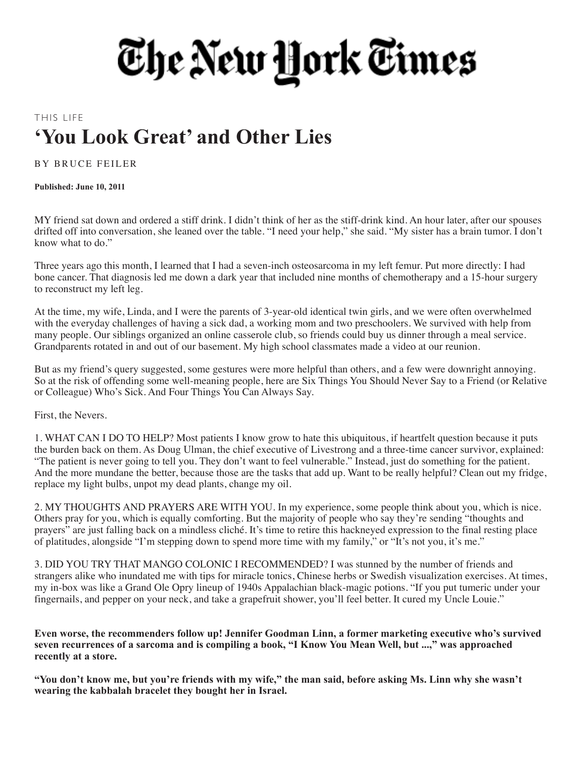# The New York Times

THIS LIFE

## 'You Look Great' and Other Lies

BY BRUCE FEILER

**Published: June 10, 2011**

MY friend sat down and ordered a stiff drink. I didn't think of her as the stiff-drink kind. An hour later, after our spouses drifted off into conversation, she leaned over the table. "I need your help," she said. "My sister has a brain tumor. I don't know what to do."

Three years ago this month, I learned that I had a seven-inch osteosarcoma in my left femur. Put more directly: I had bone cancer. That diagnosis led me down a dark year that included nine months of chemotherapy and a 15-hour surgery to reconstruct my left leg.

At the time, my wife, Linda, and I were the parents of 3-year-old identical twin girls, and we were often overwhelmed with the everyday challenges of having a sick dad, a working mom and two preschoolers. We survived with help from many people. Our siblings organized an online casserole club, so friends could buy us dinner through a meal service. Grandparents rotated in and out of our basement. My high school classmates made a video at our reunion.

But as my friend's query suggested, some gestures were more helpful than others, and a few were downright annoying. So at the risk of offending some well-meaning people, here are Six Things You Should Never Say to a Friend (or Relative or Colleague) Who's Sick. And Four Things You Can Always Say.

First, the Nevers.

1. WHAT CAN I DO TO HELP? Most patients I know grow to hate this ubiquitous, if heartfelt question because it puts the burden back on them. As Doug Ulman, the chief executive of Livestrong and a three-time cancer survivor, explained: "The patient is never going to tell you. They don't want to feel vulnerable." Instead, just do something for the patient. And the more mundane the better, because those are the tasks that add up. Want to be really helpful? Clean out my fridge, replace my light bulbs, unpot my dead plants, change my oil.

2. MY THOUGHTS AND PRAYERS ARE WITH YOU. In my experience, some people think about you, which is nice. Others pray for you, which is equally comforting. But the majority of people who say they're sending "thoughts and prayers" are just falling back on a mindless cliché. It's time to retire this hackneyed expression to the final resting place of platitudes, alongside "I'm stepping down to spend more time with my family," or "It's not you, it's me."

3. DID YOU TRY THAT MANGO COLONIC I RECOMMENDED? I was stunned by the number of friends and strangers alike who inundated me with tips for miracle tonics, Chinese herbs or Swedish visualization exercises. At times, my in-box was like a Grand Ole Opry lineup of 1940s Appalachian black-magic potions. "If you put tumeric under your fingernails, and pepper on your neck, and take a grapefruit shower, you'll feel better. It cured my Uncle Louie."

**Even worse, the recommenders follow up! Jennifer Goodman Linn, a former marketing executive who's survived seven recurrences of a sarcoma and is compiling a book, "I Know You Mean Well, but ...," was approached recently at a store.**

**"You don't know me, but you're friends with my wife," the man said, before asking Ms. Linn why she wasn't wearing the kabbalah bracelet they bought her in Israel.**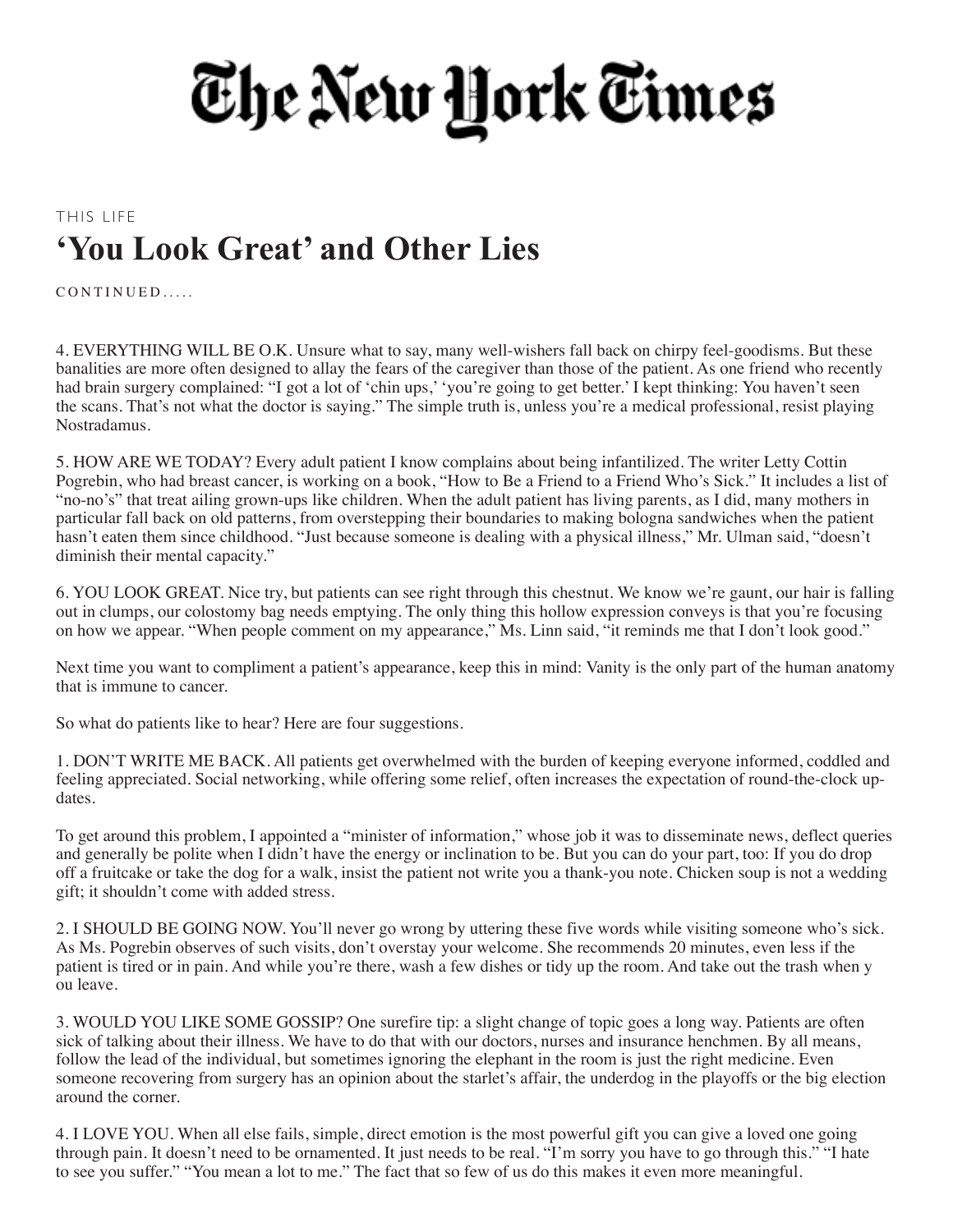# The New York Times

THIS LIFE

## ‘You Look Great’ and Other Lies

CONTINUED.....

4. EVERYTHING WILL BE O.K. Unsure what to say, many well-wishers fall back on chirpy feel-goodisms. But these banalities are more often designed to allay the fears of the caregiver than those of the patient. As one friend who recently had brain surgery complained: “I got a lot of ‘chin ups,’ ‘you’re going to get better.’ I kept thinking: You haven’t seen the scans. That’s not what the doctor is saying.” The simple truth is, unless you’re a medical professional, resist playing Nostradamus.

5. HOW ARE WE TODAY? Every adult patient I know complains about being infantilized. The writer Letty Cottin Pogrebin, who had breast cancer, is working on a book, “How to Be a Friend to a Friend Who’s Sick.” It includes a list of “no-no’s” that treat ailing grown-ups like children. When the adult patient has living parents, as I did, many mothers in particular fall back on old patterns, from overstepping their boundaries to making bologna sandwiches when the patient hasn’t eaten them since childhood. “Just because someone is dealing with a physical illness,” Mr. Ulman said, “doesn’t diminish their mental capacity.”

6. YOU LOOK GREAT. Nice try, but patients can see right through this chestnut. We know we’re gaunt, our hair is falling out in clumps, our colostomy bag needs emptying. The only thing this hollow expression conveys is that you’re focusing on how we appear. “When people comment on my appearance,” Ms. Linn said, “it reminds me that I don’t look good.”

Next time you want to compliment a patient’s appearance, keep this in mind: Vanity is the only part of the human anatomy that is immune to cancer.

So what do patients like to hear? Here are four suggestions.

1. DON’T WRITE ME BACK. All patients get overwhelmed with the burden of keeping everyone informed, coddled and feeling appreciated. Social networking, while offering some relief, often increases the expectation of round-the-clock updates.

To get around this problem, I appointed a “minister of information,” whose job it was to disseminate news, deflect queries and generally be polite when I didn’t have the energy or inclination to be. But you can do your part, too: If you do drop off a fruitcake or take the dog for a walk, insist the patient not write you a thank-you note. Chicken soup is not a wedding gift; it shouldn’t come with added stress.

2. I SHOULD BE GOING NOW. You’ll never go wrong by uttering these five words while visiting someone who’s sick. As Ms. Pogrebin observes of such visits, don’t overstay your welcome. She recommends 20 minutes, even less if the patient is tired or in pain. And while you’re there, wash a few dishes or tidy up the room. And take out the trash when you leave.

3. WOULD YOU LIKE SOME GOSSIP? One surefire tip: a slight change of topic goes a long way. Patients are often sick of talking about their illness. We have to do that with our doctors, nurses and insurance henchmen. By all means, follow the lead of the individual, but sometimes ignoring the elephant in the room is just the right medicine. Even someone recovering from surgery has an opinion about the starlet’s affair, the underdog in the playoffs or the big election around the corner.

4. I LOVE YOU. When all else fails, simple, direct emotion is the most powerful gift you can give a loved one going through pain. It doesn’t need to be ornamented. It just needs to be real. “I’m sorry you have to go through this.” “I hate to see you suffer.” “You mean a lot to me.” The fact that so few of us do this makes it even more meaningful.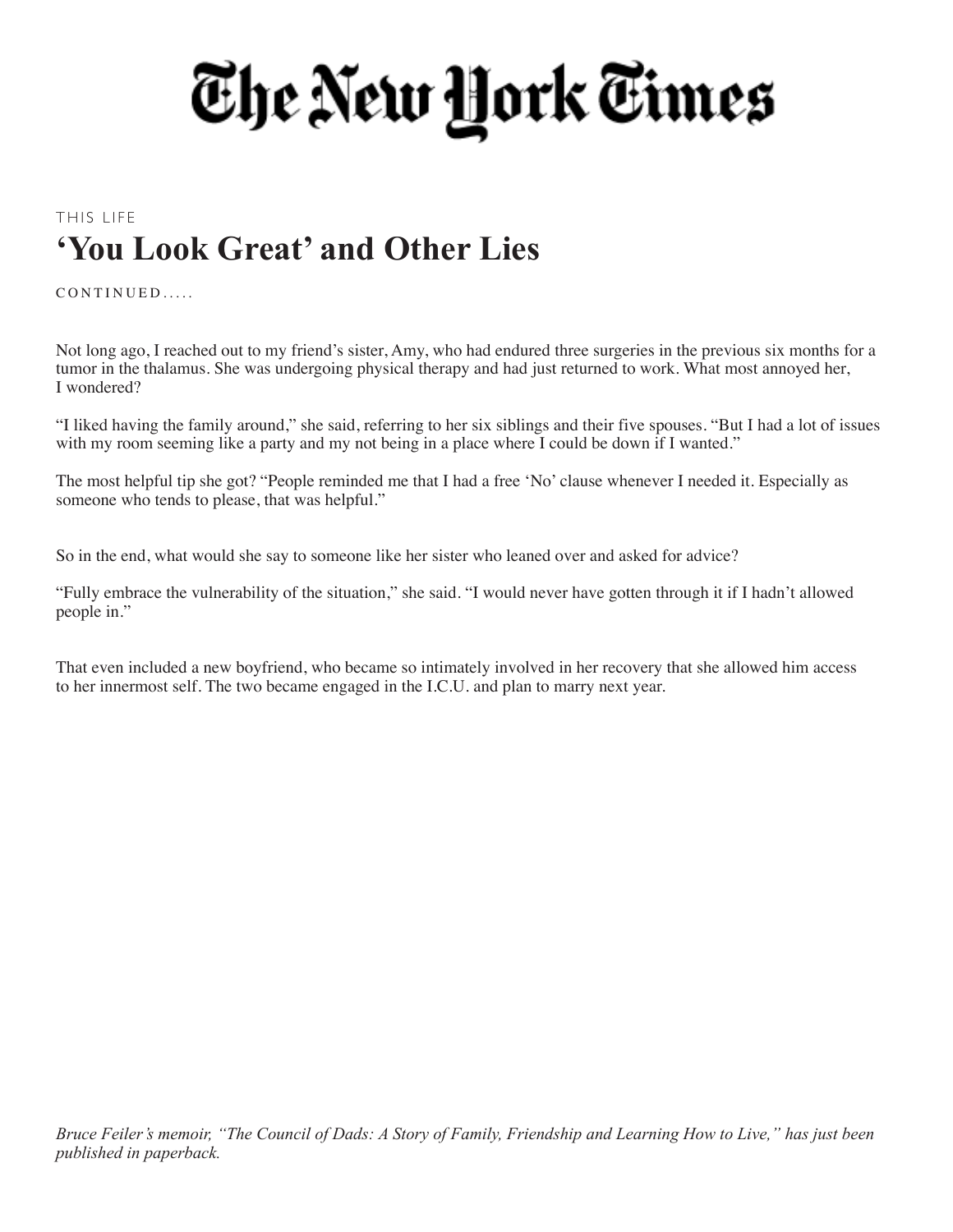THIS LIFE

# 'You Look Great' and Other Lies

CONTINUED.....

Not long ago, I reached out to my friend's sister, Amy, who had endured three surgeries in the previous six months for a tumor in the thalamus. She was undergoing physical therapy and had just returned to work. What most annoyed her, I wondered?

"I liked having the family around," she said, referring to her six siblings and their five spouses. "But I had a lot of issues with my room seeming like a party and my not being in a place where I could be down if I wanted."

The most helpful tip she got? "People reminded me that I had a free 'No' clause whenever I needed it. Especially as someone who tends to please, that was helpful."

So in the end, what would she say to someone like her sister who leaned over and asked for advice?

"Fully embrace the vulnerability of the situation," she said. "I would never have gotten through it if I hadn't allowed people in."

That even included a new boyfriend, who became so intimately involved in her recovery that she allowed him access to her innermost self. The two became engaged in the I.C.U. and plan to marry next year.

*Bruce Feiler's memoir, "The Council of Dads: A Story of Family, Friendship and Learning How to Live," has just been published in paperback.*